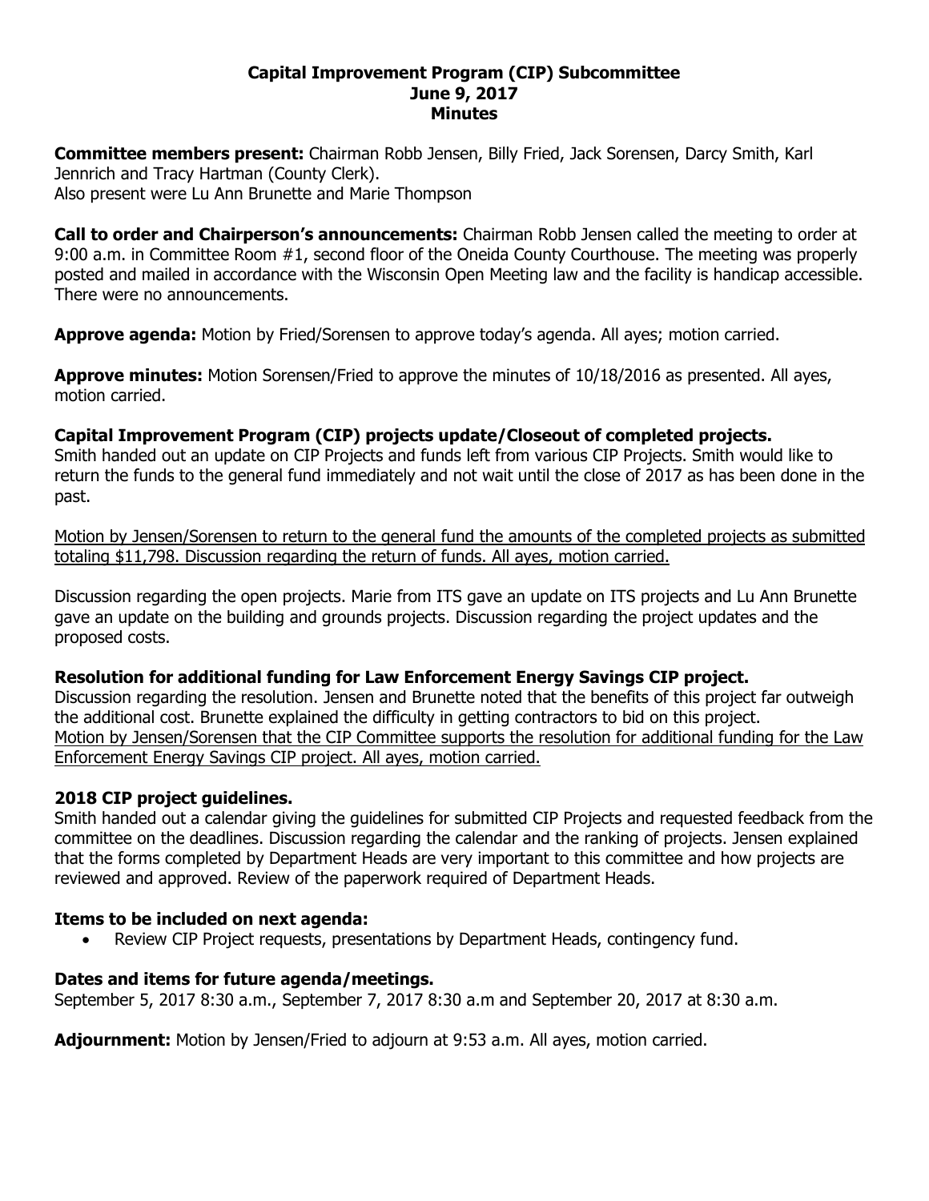**Capital Improvement Program (CIP) Subcommittee**
**June 9, 2017**
**Minutes**

**Committee members present:** Chairman Robb Jensen, Billy Fried, Jack Sorensen, Darcy Smith, Karl Jennrich and Tracy Hartman (County Clerk).
Also present were Lu Ann Brunette and Marie Thompson

**Call to order and Chairperson's announcements:** Chairman Robb Jensen called the meeting to order at 9:00 a.m. in Committee Room #1, second floor of the Oneida County Courthouse. The meeting was properly posted and mailed in accordance with the Wisconsin Open Meeting law and the facility is handicap accessible. There were no announcements.

**Approve agenda:** Motion by Fried/Sorensen to approve today's agenda. All ayes; motion carried.

**Approve minutes:** Motion Sorensen/Fried to approve the minutes of 10/18/2016 as presented. All ayes, motion carried.

**Capital Improvement Program (CIP) projects update/Closeout of completed projects.**
Smith handed out an update on CIP Projects and funds left from various CIP Projects. Smith would like to return the funds to the general fund immediately and not wait until the close of 2017 as has been done in the past.

<u>Motion by Jensen/Sorensen to return to the general fund the amounts of the completed projects as submitted totaling $11,798. Discussion regarding the return of funds. All ayes, motion carried.</u>

Discussion regarding the open projects. Marie from ITS gave an update on ITS projects and Lu Ann Brunette gave an update on the building and grounds projects. Discussion regarding the project updates and the proposed costs.

**Resolution for additional funding for Law Enforcement Energy Savings CIP project.**
Discussion regarding the resolution. Jensen and Brunette noted that the benefits of this project far outweigh the additional cost. Brunette explained the difficulty in getting contractors to bid on this project.
<u>Motion by Jensen/Sorensen that the CIP Committee supports the resolution for additional funding for the Law Enforcement Energy Savings CIP project. All ayes, motion carried.</u>

**2018 CIP project guidelines.**
Smith handed out a calendar giving the guidelines for submitted CIP Projects and requested feedback from the committee on the deadlines. Discussion regarding the calendar and the ranking of projects. Jensen explained that the forms completed by Department Heads are very important to this committee and how projects are reviewed and approved. Review of the paperwork required of Department Heads.

**Items to be included on next agenda:**

- Review CIP Project requests, presentations by Department Heads, contingency fund.

**Dates and items for future agenda/meetings.**
September 5, 2017 8:30 a.m., September 7, 2017 8:30 a.m and September 20, 2017 at 8:30 a.m.

**Adjournment:** Motion by Jensen/Fried to adjourn at 9:53 a.m. All ayes, motion carried.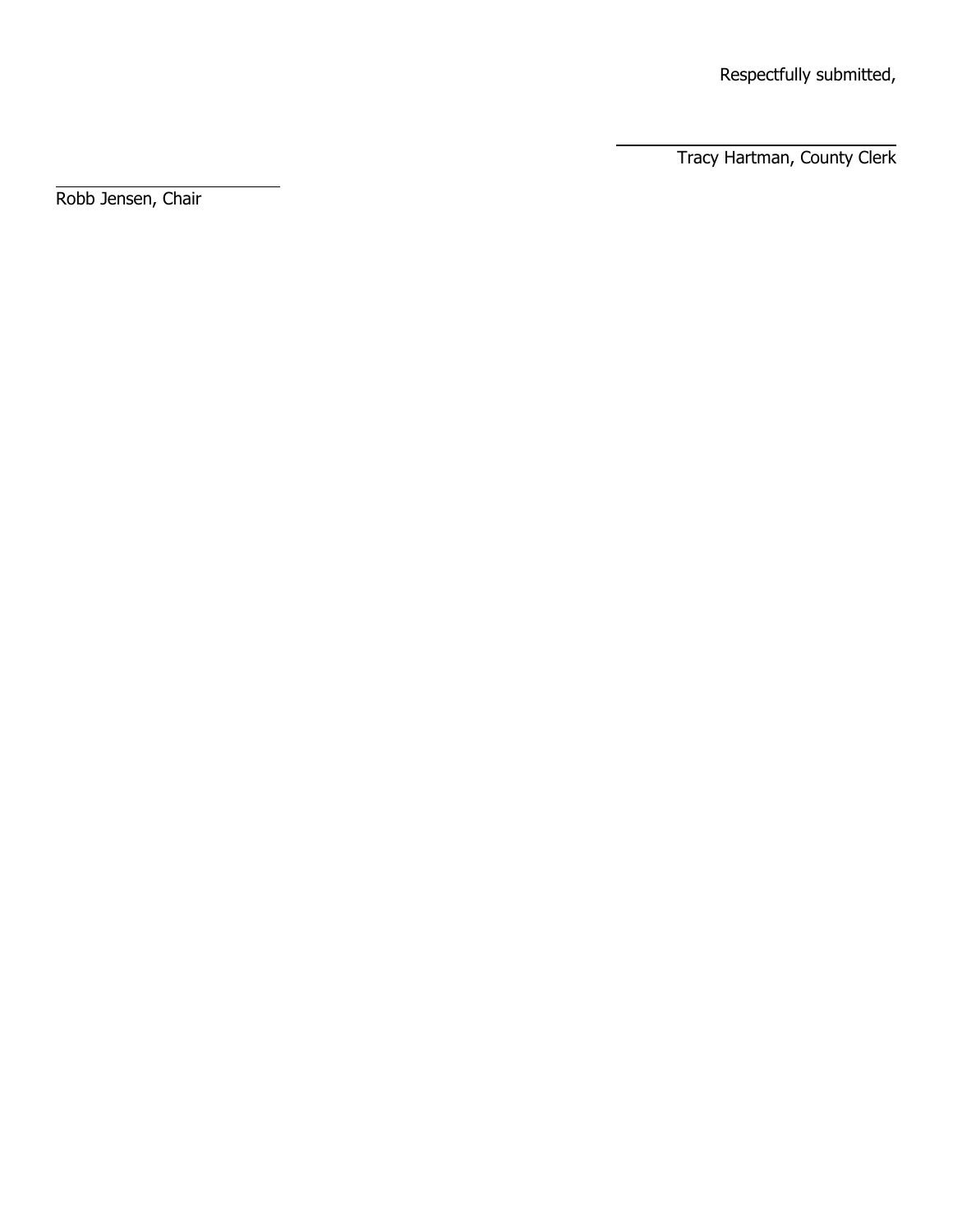Respectfully submitted,

\_\_\_\_\_\_\_\_\_\_\_\_\_\_\_\_\_\_\_\_\_\_\_\_\_\_\_\_\_\_

Tracy Hartman, County Clerk

\_\_\_\_\_\_\_\_\_\_\_\_\_\_\_\_\_\_\_\_\_\_\_\_\_\_\_\_\_\_

Robb Jensen, Chair